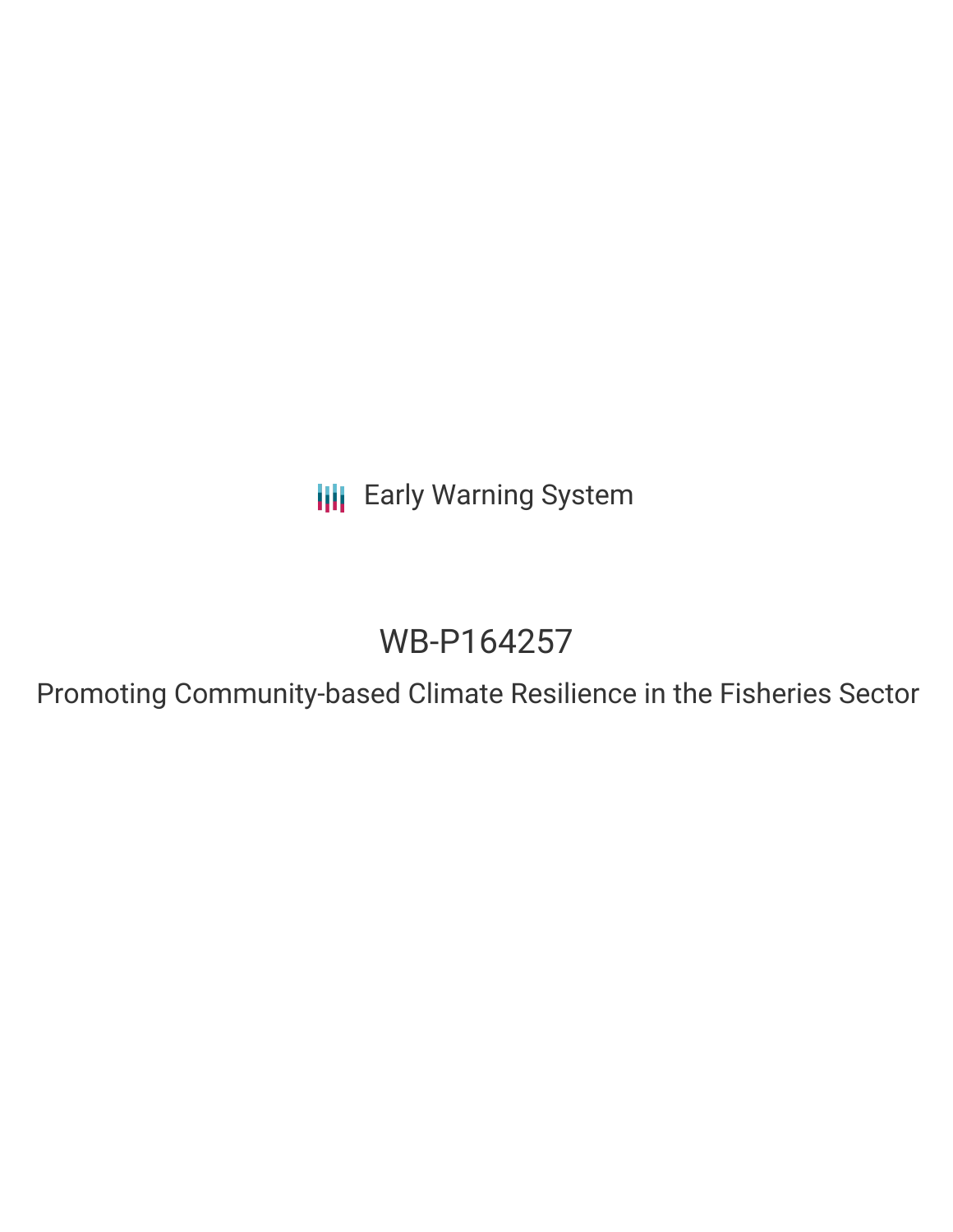Early Warning System

# WB-P164257

Promoting Community-based Climate Resilience in the Fisheries Sector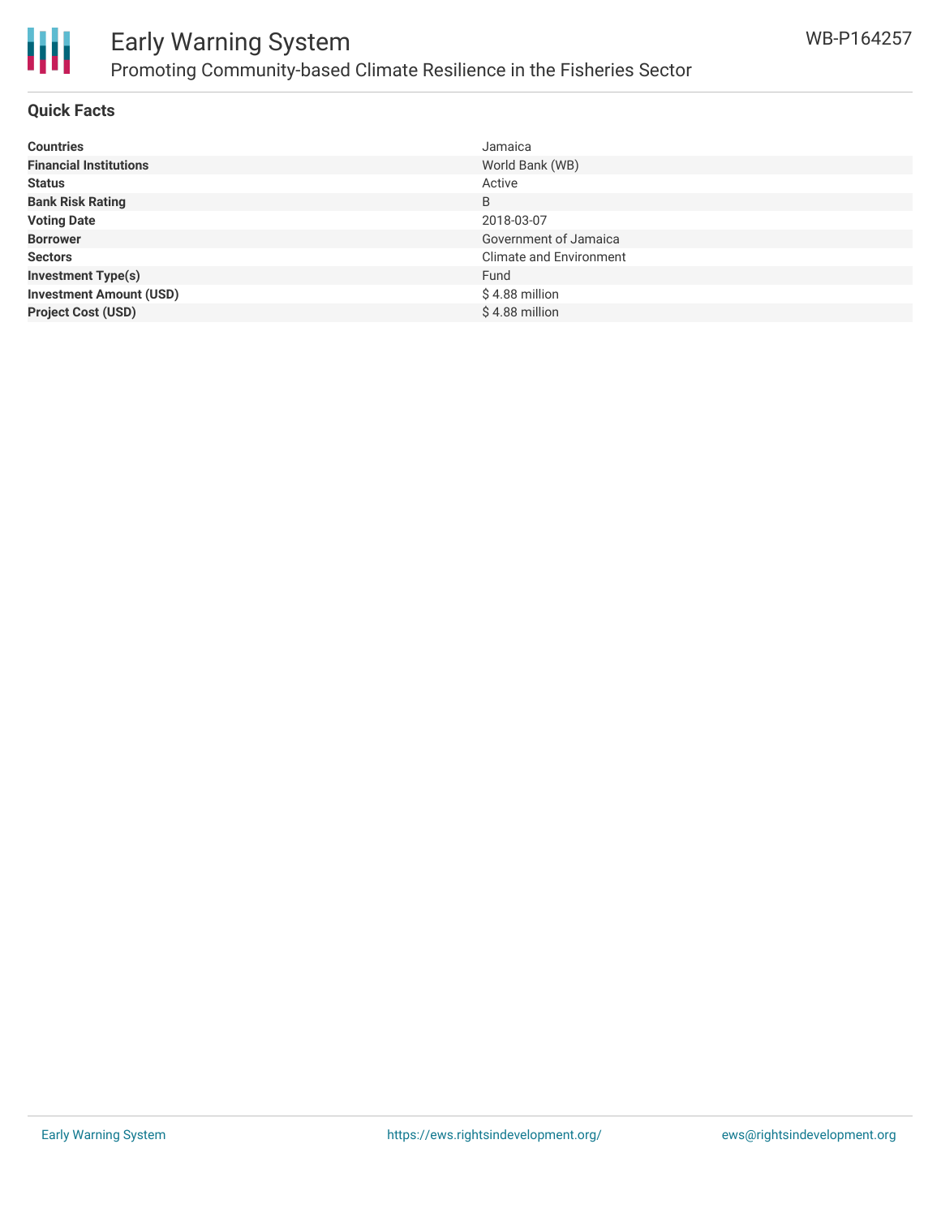# Early Warning System

## Promoting Community-based Climate Resilience in the Fisheries Sector

WB-P164257

### Quick Facts

| | |
|---|---|
| **Countries** | Jamaica |
| **Financial Institutions** | World Bank (WB) |
| **Status** | Active |
| **Bank Risk Rating** | B |
| **Voting Date** | 2018-03-07 |
| **Borrower** | Government of Jamaica |
| **Sectors** | Climate and Environment |
| **Investment Type(s)** | Fund |
| **Investment Amount (USD)** | $ 4.88 million |
| **Project Cost (USD)** | $ 4.88 million |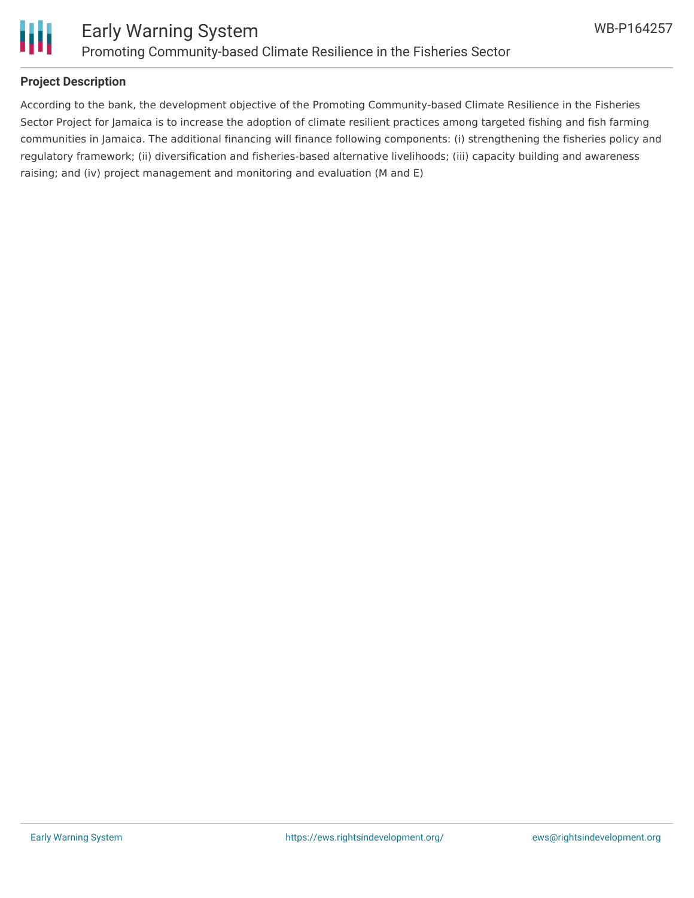## Project Description

According to the bank, the development objective of the Promoting Community-based Climate Resilience in the Fisheries Sector Project for Jamaica is to increase the adoption of climate resilient practices among targeted fishing and fish farming communities in Jamaica. The additional financing will finance following components: (i) strengthening the fisheries policy and regulatory framework; (ii) diversification and fisheries-based alternative livelihoods; (iii) capacity building and awareness raising; and (iv) project management and monitoring and evaluation (M and E)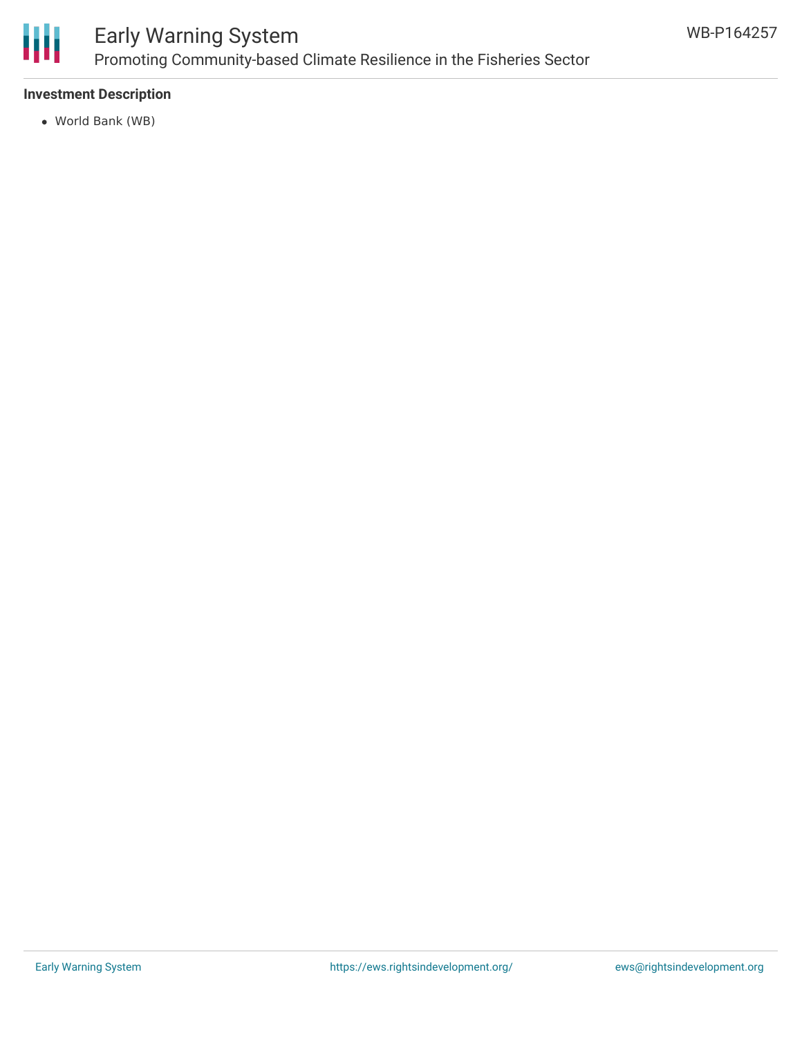**Investment Description**

- World Bank (WB)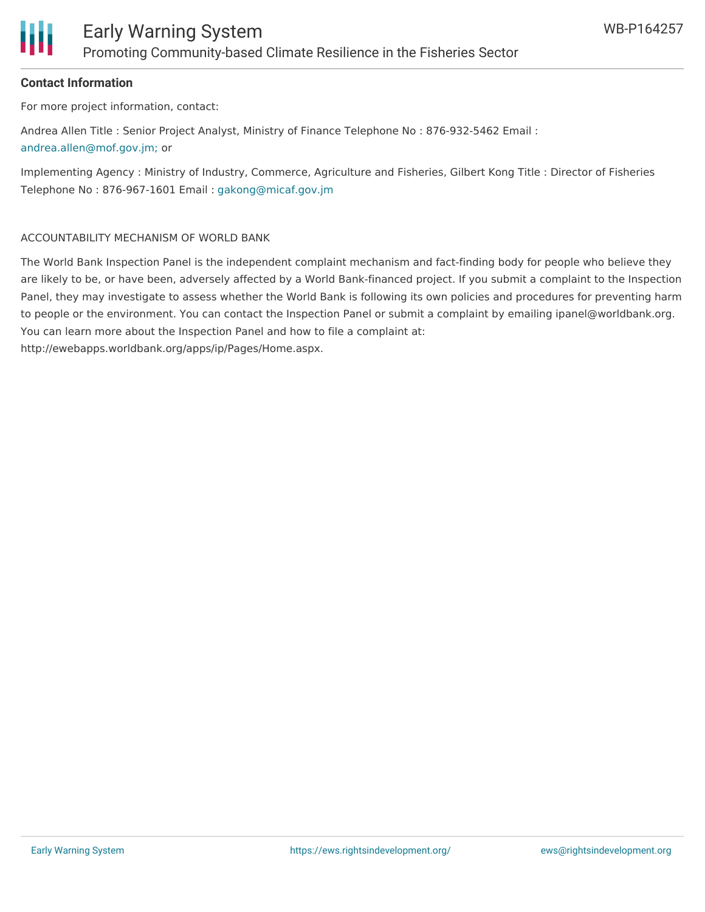**Contact Information**

For more project information, contact:

Andrea Allen Title : Senior Project Analyst, Ministry of Finance Telephone No : 876-932-5462 Email : andrea.allen@mof.gov.jm; or

Implementing Agency : Ministry of Industry, Commerce, Agriculture and Fisheries, Gilbert Kong Title : Director of Fisheries Telephone No : 876-967-1601 Email : gakong@micaf.gov.jm

ACCOUNTABILITY MECHANISM OF WORLD BANK

The World Bank Inspection Panel is the independent complaint mechanism and fact-finding body for people who believe they are likely to be, or have been, adversely affected by a World Bank-financed project. If you submit a complaint to the Inspection Panel, they may investigate to assess whether the World Bank is following its own policies and procedures for preventing harm to people or the environment. You can contact the Inspection Panel or submit a complaint by emailing ipanel@worldbank.org. You can learn more about the Inspection Panel and how to file a complaint at: http://ewebapps.worldbank.org/apps/ip/Pages/Home.aspx.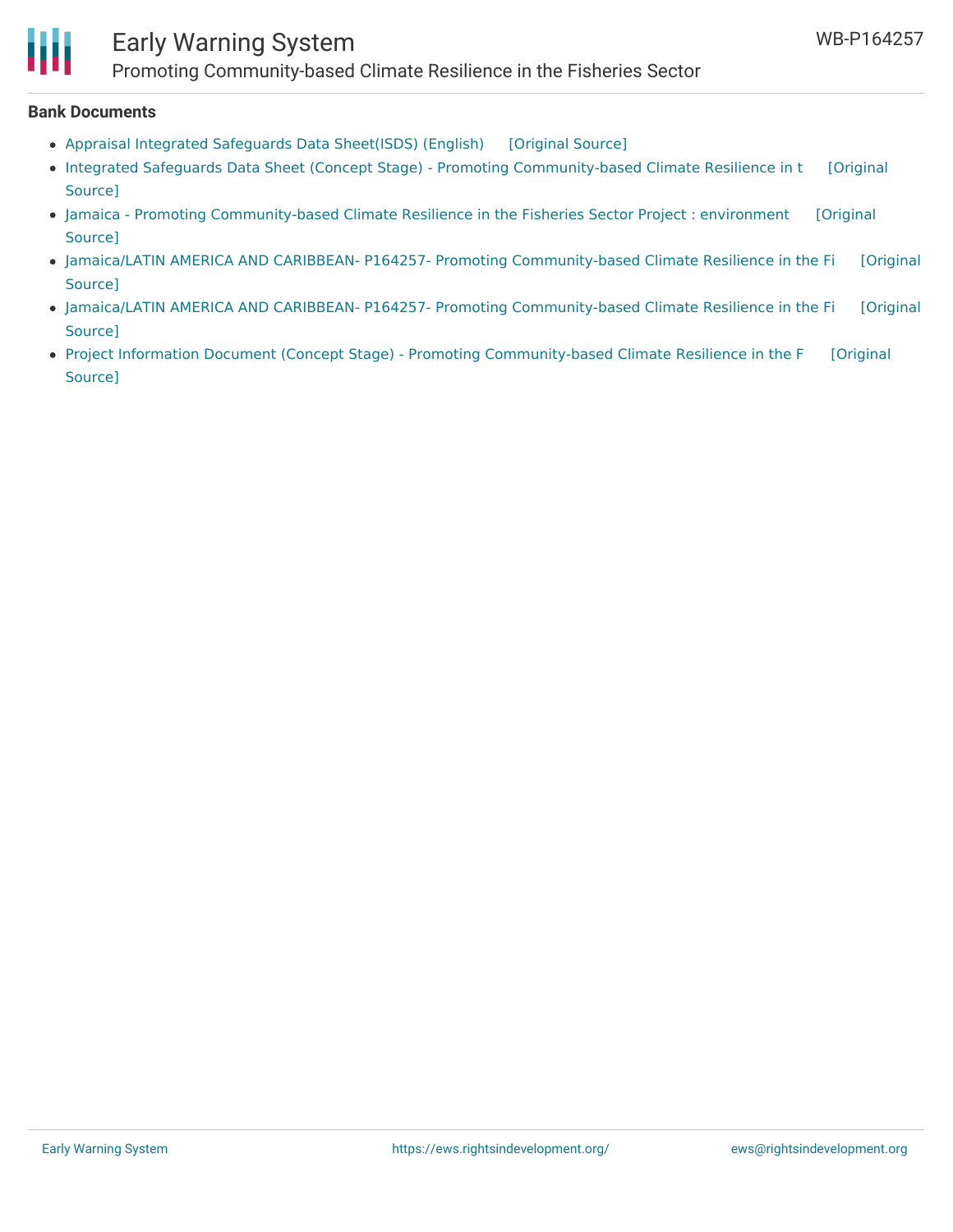**Bank Documents**

- Appraisal Integrated Safeguards Data Sheet(ISDS) (English) [Original Source]
- Integrated Safeguards Data Sheet (Concept Stage) - Promoting Community-based Climate Resilience in t [Original Source]
- Jamaica - Promoting Community-based Climate Resilience in the Fisheries Sector Project : environment [Original Source]
- Jamaica/LATIN AMERICA AND CARIBBEAN- P164257- Promoting Community-based Climate Resilience in the Fi [Original Source]
- Jamaica/LATIN AMERICA AND CARIBBEAN- P164257- Promoting Community-based Climate Resilience in the Fi [Original Source]
- Project Information Document (Concept Stage) - Promoting Community-based Climate Resilience in the F [Original Source]